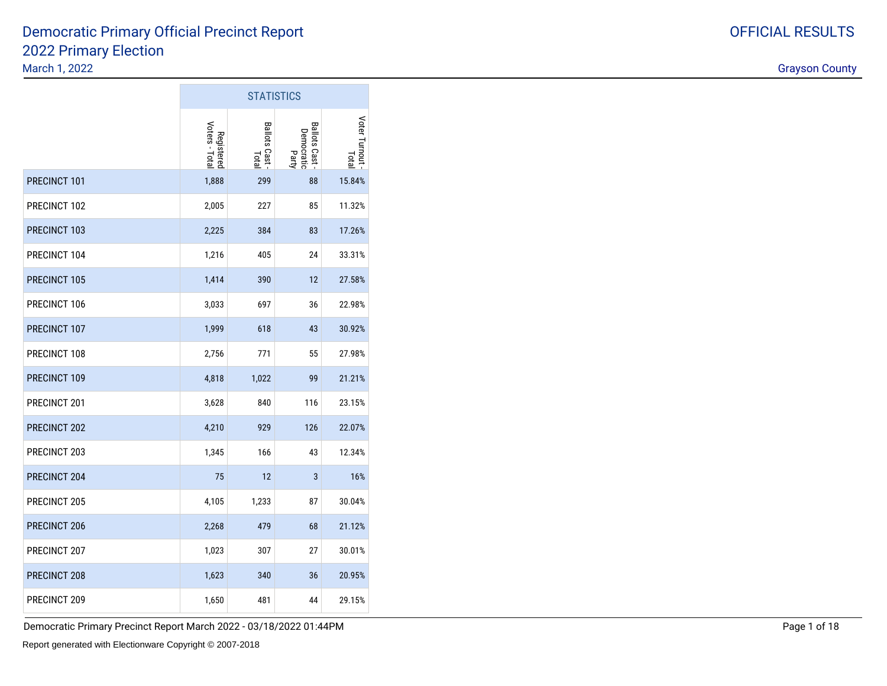# Democratic Primary Official Precinct Report

## 2022 Primary Election

March 1, 2022

OFFICIAL RESULTS

Grayson County

| | STATISTICS | | | |
|---|---|---|---|---|
| | Registered Voters - Total | Ballots Cast - Total | Ballots Cast - Democratic Party | Voter Turnout - Total |
| PRECINCT 101 | 1,888 | 299 | 88 | 15.84% |
| PRECINCT 102 | 2,005 | 227 | 85 | 11.32% |
| PRECINCT 103 | 2,225 | 384 | 83 | 17.26% |
| PRECINCT 104 | 1,216 | 405 | 24 | 33.31% |
| PRECINCT 105 | 1,414 | 390 | 12 | 27.58% |
| PRECINCT 106 | 3,033 | 697 | 36 | 22.98% |
| PRECINCT 107 | 1,999 | 618 | 43 | 30.92% |
| PRECINCT 108 | 2,756 | 771 | 55 | 27.98% |
| PRECINCT 109 | 4,818 | 1,022 | 99 | 21.21% |
| PRECINCT 201 | 3,628 | 840 | 116 | 23.15% |
| PRECINCT 202 | 4,210 | 929 | 126 | 22.07% |
| PRECINCT 203 | 1,345 | 166 | 43 | 12.34% |
| PRECINCT 204 | 75 | 12 | 3 | 16% |
| PRECINCT 205 | 4,105 | 1,233 | 87 | 30.04% |
| PRECINCT 206 | 2,268 | 479 | 68 | 21.12% |
| PRECINCT 207 | 1,023 | 307 | 27 | 30.01% |
| PRECINCT 208 | 1,623 | 340 | 36 | 20.95% |
| PRECINCT 209 | 1,650 | 481 | 44 | 29.15% |

Democratic Primary Precinct Report March 2022 - 03/18/2022 01:44PM

Report generated with Electionware Copyright © 2007-2018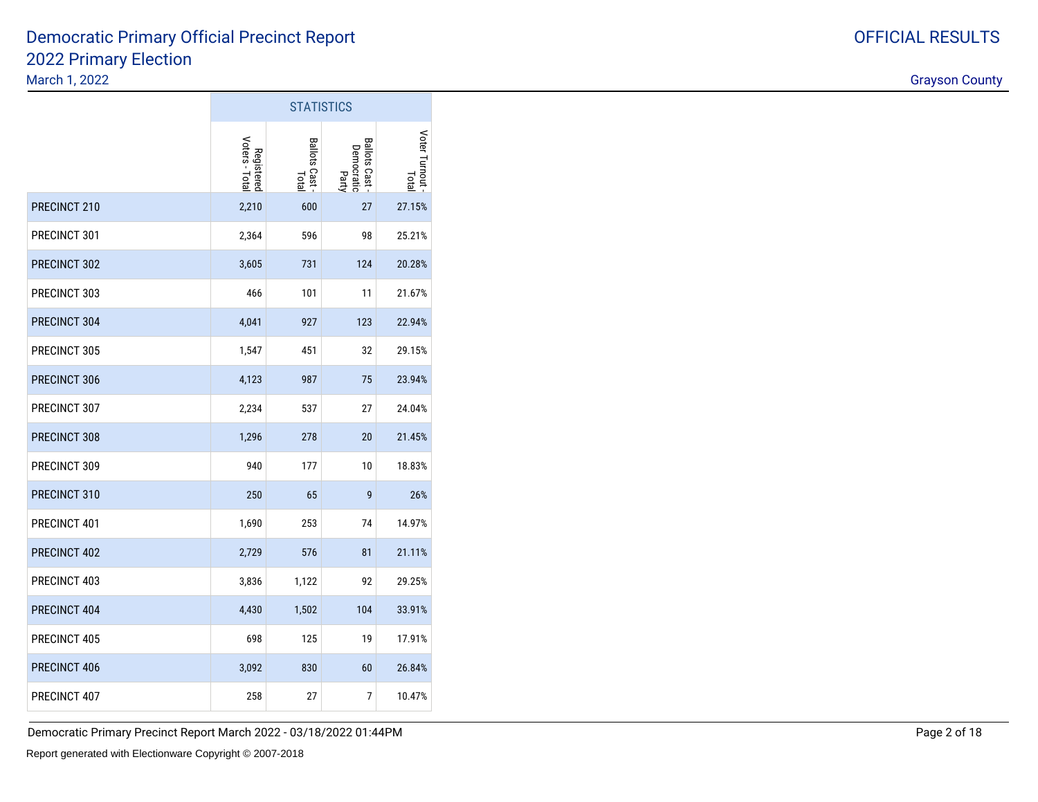# Democratic Primary Official Precinct Report
## 2022 Primary Election

March 1, 2022

OFFICIAL RESULTS

Grayson County

| | STATISTICS | | | |
|---|---|---|---|---|
| | Registered Voters - Total | Ballots Cast - Total | Ballots Cast - Democratic Party | Voter Turnout - Total |
| PRECINCT 210 | 2,210 | 600 | 27 | 27.15% |
| PRECINCT 301 | 2,364 | 596 | 98 | 25.21% |
| PRECINCT 302 | 3,605 | 731 | 124 | 20.28% |
| PRECINCT 303 | 466 | 101 | 11 | 21.67% |
| PRECINCT 304 | 4,041 | 927 | 123 | 22.94% |
| PRECINCT 305 | 1,547 | 451 | 32 | 29.15% |
| PRECINCT 306 | 4,123 | 987 | 75 | 23.94% |
| PRECINCT 307 | 2,234 | 537 | 27 | 24.04% |
| PRECINCT 308 | 1,296 | 278 | 20 | 21.45% |
| PRECINCT 309 | 940 | 177 | 10 | 18.83% |
| PRECINCT 310 | 250 | 65 | 9 | 26% |
| PRECINCT 401 | 1,690 | 253 | 74 | 14.97% |
| PRECINCT 402 | 2,729 | 576 | 81 | 21.11% |
| PRECINCT 403 | 3,836 | 1,122 | 92 | 29.25% |
| PRECINCT 404 | 4,430 | 1,502 | 104 | 33.91% |
| PRECINCT 405 | 698 | 125 | 19 | 17.91% |
| PRECINCT 406 | 3,092 | 830 | 60 | 26.84% |
| PRECINCT 407 | 258 | 27 | 7 | 10.47% |

Democratic Primary Precinct Report March 2022 - 03/18/2022 01:44PM

Report generated with Electionware Copyright © 2007-2018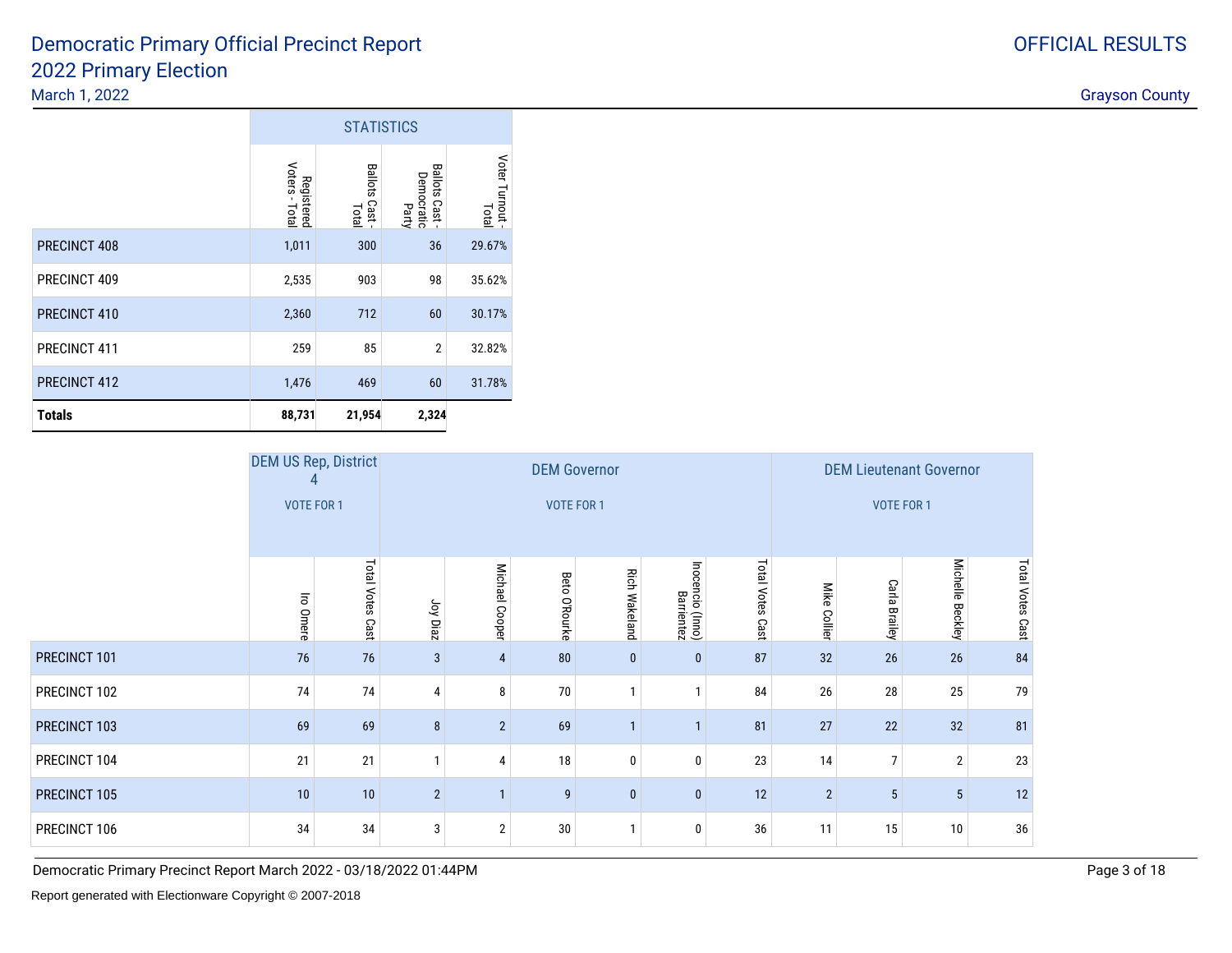# Democratic Primary Official Precinct Report
## 2022 Primary Election
March 1, 2022

OFFICIAL RESULTS

Grayson County

| | STATISTICS | | | |
|---|---|---|---|---|
| | Registered Voters - Total | Ballots Cast - Total | Ballots Cast - Democratic Party | Voter Turnout - Total |
| PRECINCT 408 | 1,011 | 300 | 36 | 29.67% |
| PRECINCT 409 | 2,535 | 903 | 98 | 35.62% |
| PRECINCT 410 | 2,360 | 712 | 60 | 30.17% |
| PRECINCT 411 | 259 | 85 | 2 | 32.82% |
| PRECINCT 412 | 1,476 | 469 | 60 | 31.78% |
| **Totals** | **88,731** | **21,954** | **2,324** | |

| | DEM US Rep, District 4 VOTE FOR 1 | | DEM Governor VOTE FOR 1 | | | | | | DEM Lieutenant Governor VOTE FOR 1 | | | |
|---|---|---|---|---|---|---|---|---|---|---|---|---|
| | Iro Omere | Total Votes Cast | Joy Diaz | Michael Cooper | Beto O'Rourke | Rich Wakeland | Inocencio (Inno) Barrientez | Total Votes Cast | Mike Collier | Carla Brailey | Michelle Beckley | Total Votes Cast |
| PRECINCT 101 | 76 | 76 | 3 | 4 | 80 | 0 | 0 | 87 | 32 | 26 | 26 | 84 |
| PRECINCT 102 | 74 | 74 | 4 | 8 | 70 | 1 | 1 | 84 | 26 | 28 | 25 | 79 |
| PRECINCT 103 | 69 | 69 | 8 | 2 | 69 | 1 | 1 | 81 | 27 | 22 | 32 | 81 |
| PRECINCT 104 | 21 | 21 | 1 | 4 | 18 | 0 | 0 | 23 | 14 | 7 | 2 | 23 |
| PRECINCT 105 | 10 | 10 | 2 | 1 | 9 | 0 | 0 | 12 | 2 | 5 | 5 | 12 |
| PRECINCT 106 | 34 | 34 | 3 | 2 | 30 | 1 | 0 | 36 | 11 | 15 | 10 | 36 |

Democratic Primary Precinct Report March 2022 - 03/18/2022 01:44PM

Report generated with Electionware Copyright © 2007-2018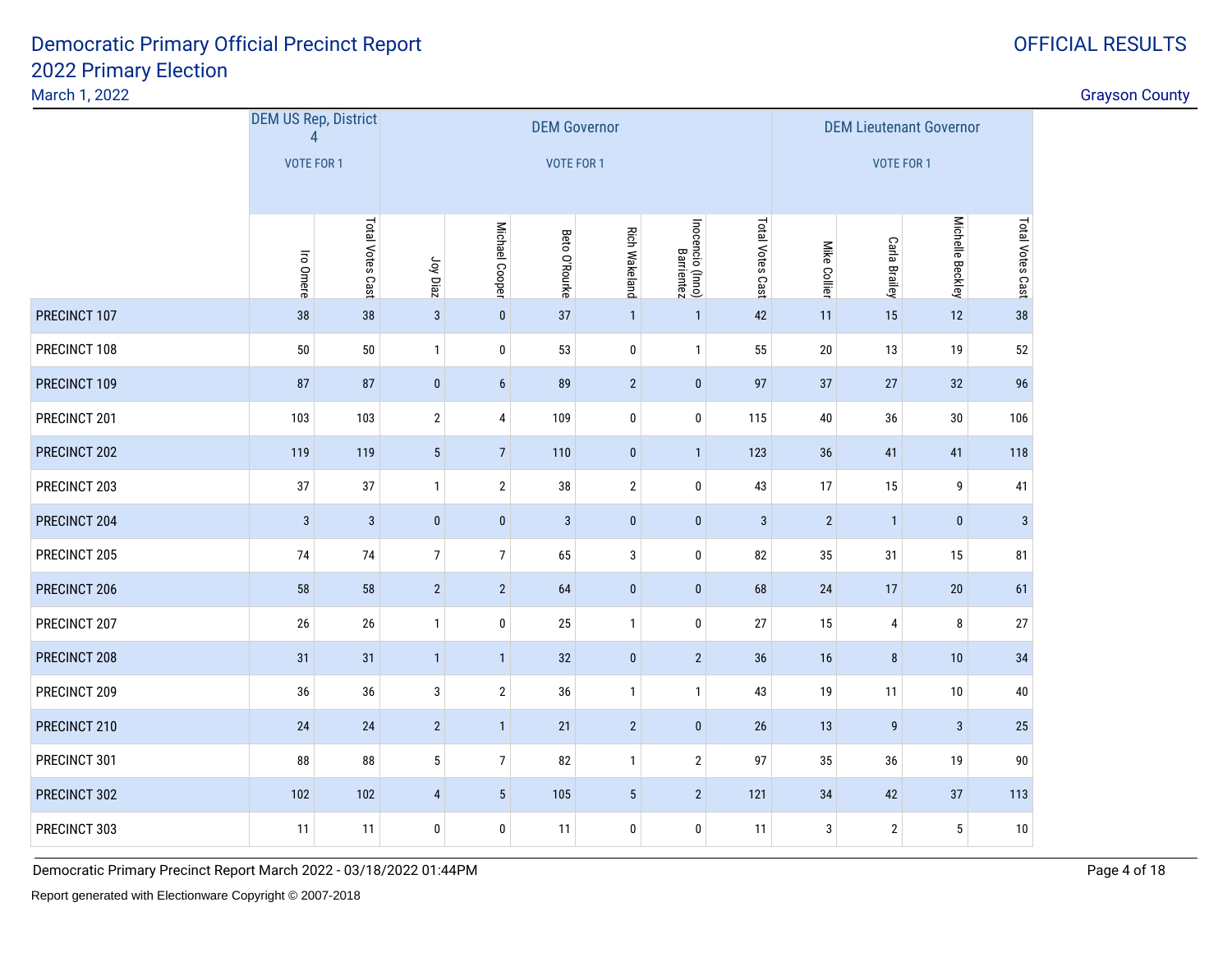# Democratic Primary Official Precinct Report
## 2022 Primary Election

March 1, 2022

OFFICIAL RESULTS

Grayson County

| | DEM US Rep, District 4 VOTE FOR 1 | | DEM Governor VOTE FOR 1 | | | | | | DEM Lieutenant Governor VOTE FOR 1 | | | |
|---|---|---|---|---|---|---|---|---|---|---|---|---|
| | Iro Omere | Total Votes Cast | Joy Diaz | Michael Cooper | Beto O'Rourke | Rich Wakeland | Inocencio (Inno) Barrientez | Total Votes Cast | Mike Collier | Carla Brailey | Michelle Beckley | Total Votes Cast |
| PRECINCT 107 | 38 | 38 | 3 | 0 | 37 | 1 | 1 | 42 | 11 | 15 | 12 | 38 |
| PRECINCT 108 | 50 | 50 | 1 | 0 | 53 | 0 | 1 | 55 | 20 | 13 | 19 | 52 |
| PRECINCT 109 | 87 | 87 | 0 | 6 | 89 | 2 | 0 | 97 | 37 | 27 | 32 | 96 |
| PRECINCT 201 | 103 | 103 | 2 | 4 | 109 | 0 | 0 | 115 | 40 | 36 | 30 | 106 |
| PRECINCT 202 | 119 | 119 | 5 | 7 | 110 | 0 | 1 | 123 | 36 | 41 | 41 | 118 |
| PRECINCT 203 | 37 | 37 | 1 | 2 | 38 | 2 | 0 | 43 | 17 | 15 | 9 | 41 |
| PRECINCT 204 | 3 | 3 | 0 | 0 | 3 | 0 | 0 | 3 | 2 | 1 | 0 | 3 |
| PRECINCT 205 | 74 | 74 | 7 | 7 | 65 | 3 | 0 | 82 | 35 | 31 | 15 | 81 |
| PRECINCT 206 | 58 | 58 | 2 | 2 | 64 | 0 | 0 | 68 | 24 | 17 | 20 | 61 |
| PRECINCT 207 | 26 | 26 | 1 | 0 | 25 | 1 | 0 | 27 | 15 | 4 | 8 | 27 |
| PRECINCT 208 | 31 | 31 | 1 | 1 | 32 | 0 | 2 | 36 | 16 | 8 | 10 | 34 |
| PRECINCT 209 | 36 | 36 | 3 | 2 | 36 | 1 | 1 | 43 | 19 | 11 | 10 | 40 |
| PRECINCT 210 | 24 | 24 | 2 | 1 | 21 | 2 | 0 | 26 | 13 | 9 | 3 | 25 |
| PRECINCT 301 | 88 | 88 | 5 | 7 | 82 | 1 | 2 | 97 | 35 | 36 | 19 | 90 |
| PRECINCT 302 | 102 | 102 | 4 | 5 | 105 | 5 | 2 | 121 | 34 | 42 | 37 | 113 |
| PRECINCT 303 | 11 | 11 | 0 | 0 | 11 | 0 | 0 | 11 | 3 | 2 | 5 | 10 |

Democratic Primary Precinct Report March 2022 - 03/18/2022 01:44PM

Report generated with Electionware Copyright © 2007-2018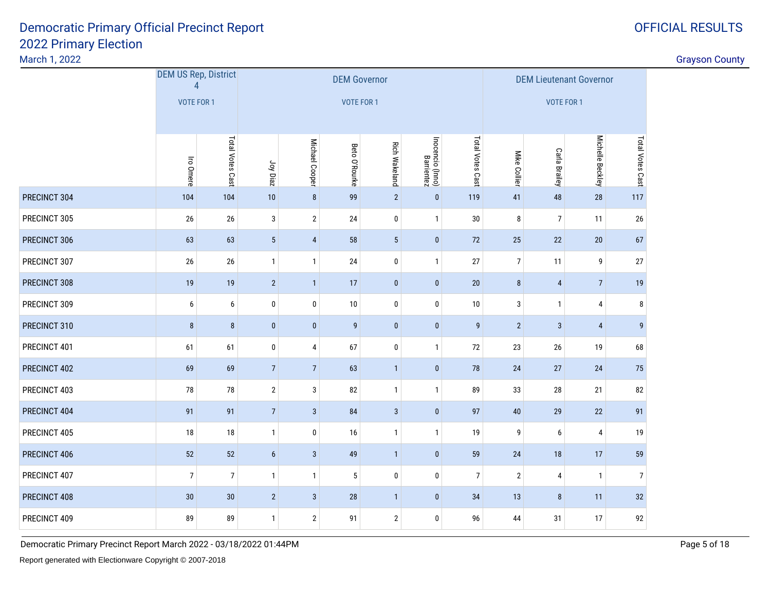# Democratic Primary Official Precinct Report
## 2022 Primary Election

March 1, 2022

OFFICIAL RESULTS

Grayson County

| | DEM US Rep, District 4 VOTE FOR 1 | | DEM Governor VOTE FOR 1 | | | | | | DEM Lieutenant Governor VOTE FOR 1 | | | |
|---|---|---|---|---|---|---|---|---|---|---|---|---|
| | Iro Omere | Total Votes Cast | Joy Diaz | Michael Cooper | Beto O'Rourke | Rich Wakeland | Inocencio (Inno) Barrientez | Total Votes Cast | Mike Collier | Carla Brailey | Michelle Beckley | Total Votes Cast |
| PRECINCT 304 | 104 | 104 | 10 | 8 | 99 | 2 | 0 | 119 | 41 | 48 | 28 | 117 |
| PRECINCT 305 | 26 | 26 | 3 | 2 | 24 | 0 | 1 | 30 | 8 | 7 | 11 | 26 |
| PRECINCT 306 | 63 | 63 | 5 | 4 | 58 | 5 | 0 | 72 | 25 | 22 | 20 | 67 |
| PRECINCT 307 | 26 | 26 | 1 | 1 | 24 | 0 | 1 | 27 | 7 | 11 | 9 | 27 |
| PRECINCT 308 | 19 | 19 | 2 | 1 | 17 | 0 | 0 | 20 | 8 | 4 | 7 | 19 |
| PRECINCT 309 | 6 | 6 | 0 | 0 | 10 | 0 | 0 | 10 | 3 | 1 | 4 | 8 |
| PRECINCT 310 | 8 | 8 | 0 | 0 | 9 | 0 | 0 | 9 | 2 | 3 | 4 | 9 |
| PRECINCT 401 | 61 | 61 | 0 | 4 | 67 | 0 | 1 | 72 | 23 | 26 | 19 | 68 |
| PRECINCT 402 | 69 | 69 | 7 | 7 | 63 | 1 | 0 | 78 | 24 | 27 | 24 | 75 |
| PRECINCT 403 | 78 | 78 | 2 | 3 | 82 | 1 | 1 | 89 | 33 | 28 | 21 | 82 |
| PRECINCT 404 | 91 | 91 | 7 | 3 | 84 | 3 | 0 | 97 | 40 | 29 | 22 | 91 |
| PRECINCT 405 | 18 | 18 | 1 | 0 | 16 | 1 | 1 | 19 | 9 | 6 | 4 | 19 |
| PRECINCT 406 | 52 | 52 | 6 | 3 | 49 | 1 | 0 | 59 | 24 | 18 | 17 | 59 |
| PRECINCT 407 | 7 | 7 | 1 | 1 | 5 | 0 | 0 | 7 | 2 | 4 | 1 | 7 |
| PRECINCT 408 | 30 | 30 | 2 | 3 | 28 | 1 | 0 | 34 | 13 | 8 | 11 | 32 |
| PRECINCT 409 | 89 | 89 | 1 | 2 | 91 | 2 | 0 | 96 | 44 | 31 | 17 | 92 |

Democratic Primary Precinct Report March 2022 - 03/18/2022 01:44PM

Report generated with Electionware Copyright © 2007-2018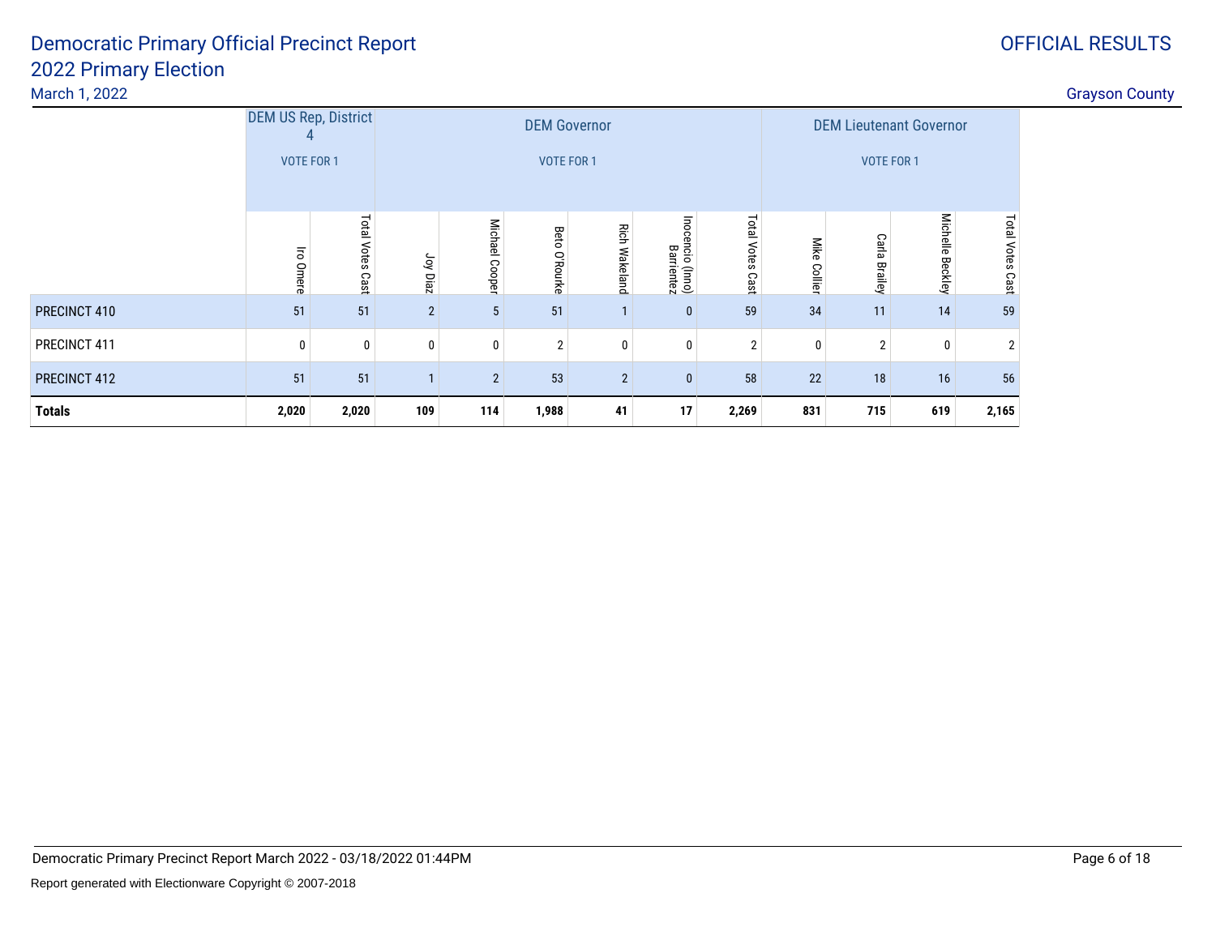# Democratic Primary Official Precinct Report
## 2022 Primary Election

March 1, 2022

OFFICIAL RESULTS

Grayson County

| | DEM US Rep, District 4 VOTE FOR 1 | | DEM Governor VOTE FOR 1 | | | | | | DEM Lieutenant Governor VOTE FOR 1 | | | |
|---|---|---|---|---|---|---|---|---|---|---|---|---|
| | Iro Omere | Total Votes Cast | Joy Diaz | Michael Cooper | Beto O'Rourke | Rich Wakeland | Inocencio (Inno) Barrientez | Total Votes Cast | Mike Collier | Carla Brailey | Michelle Beckley | Total Votes Cast |
| PRECINCT 410 | 51 | 51 | 2 | 5 | 51 | 1 | 0 | 59 | 34 | 11 | 14 | 59 |
| PRECINCT 411 | 0 | 0 | 0 | 0 | 2 | 0 | 0 | 2 | 0 | 2 | 0 | 2 |
| PRECINCT 412 | 51 | 51 | 1 | 2 | 53 | 2 | 0 | 58 | 22 | 18 | 16 | 56 |
| **Totals** | **2,020** | **2,020** | **109** | **114** | **1,988** | **41** | **17** | **2,269** | **831** | **715** | **619** | **2,165** |

Democratic Primary Precinct Report March 2022 - 03/18/2022 01:44PM

Report generated with Electionware Copyright © 2007-2018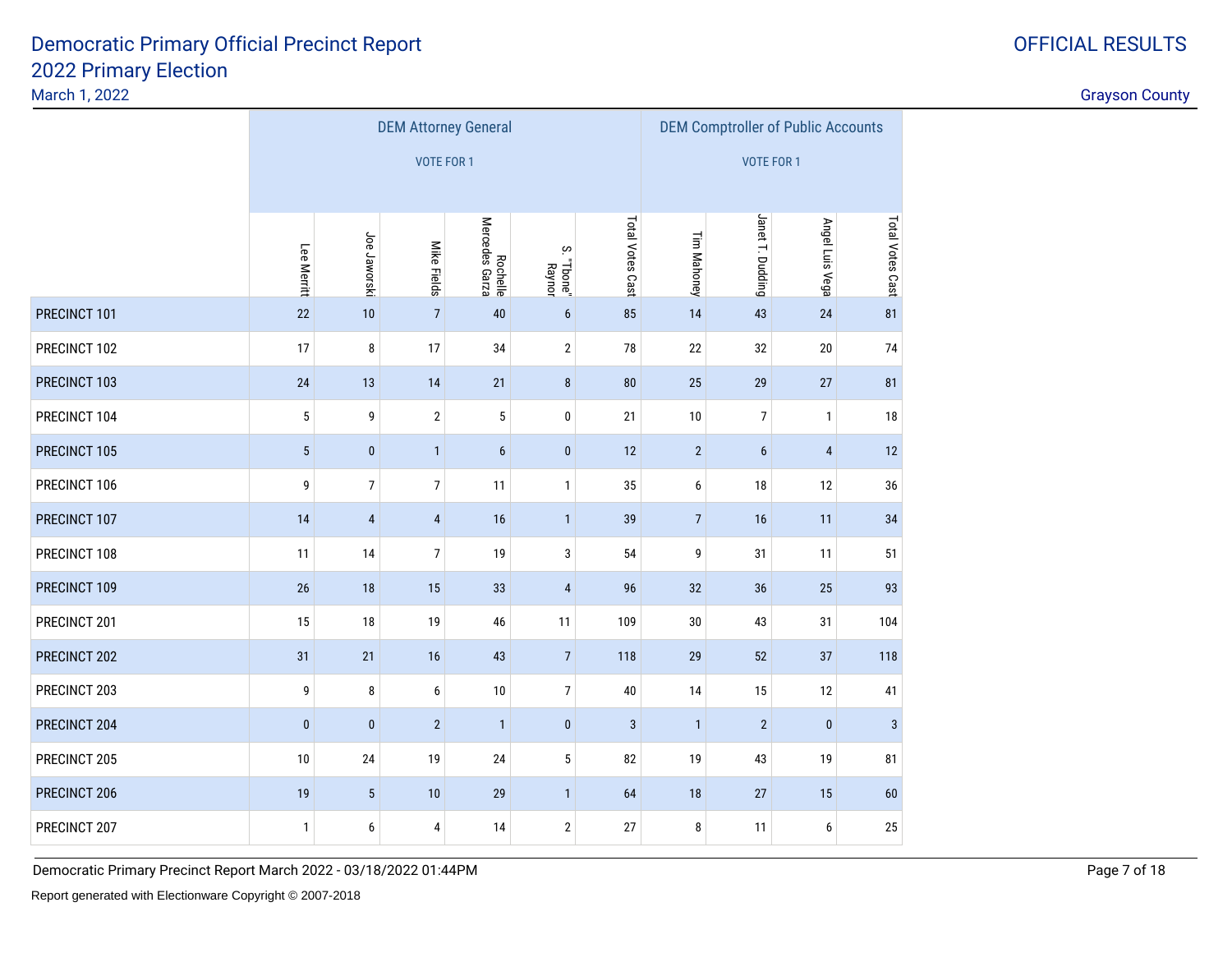# Democratic Primary Official Precinct Report
## 2022 Primary Election

March 1, 2022

OFFICIAL RESULTS

Grayson County

| | DEM Attorney General VOTE FOR 1 | | | | | | DEM Comptroller of Public Accounts VOTE FOR 1 | | | |
|---|---|---|---|---|---|---|---|---|---|---|
| | Lee Merritt | Joe Jaworski | Mike Fields | Rochelle Mercedes Garza | S. "Tbone" Raynor | Total Votes Cast | Tim Mahoney | Janet T. Dudding | Angel Luis Vega | Total Votes Cast |
| PRECINCT 101 | 22 | 10 | 7 | 40 | 6 | 85 | 14 | 43 | 24 | 81 |
| PRECINCT 102 | 17 | 8 | 17 | 34 | 2 | 78 | 22 | 32 | 20 | 74 |
| PRECINCT 103 | 24 | 13 | 14 | 21 | 8 | 80 | 25 | 29 | 27 | 81 |
| PRECINCT 104 | 5 | 9 | 2 | 5 | 0 | 21 | 10 | 7 | 1 | 18 |
| PRECINCT 105 | 5 | 0 | 1 | 6 | 0 | 12 | 2 | 6 | 4 | 12 |
| PRECINCT 106 | 9 | 7 | 7 | 11 | 1 | 35 | 6 | 18 | 12 | 36 |
| PRECINCT 107 | 14 | 4 | 4 | 16 | 1 | 39 | 7 | 16 | 11 | 34 |
| PRECINCT 108 | 11 | 14 | 7 | 19 | 3 | 54 | 9 | 31 | 11 | 51 |
| PRECINCT 109 | 26 | 18 | 15 | 33 | 4 | 96 | 32 | 36 | 25 | 93 |
| PRECINCT 201 | 15 | 18 | 19 | 46 | 11 | 109 | 30 | 43 | 31 | 104 |
| PRECINCT 202 | 31 | 21 | 16 | 43 | 7 | 118 | 29 | 52 | 37 | 118 |
| PRECINCT 203 | 9 | 8 | 6 | 10 | 7 | 40 | 14 | 15 | 12 | 41 |
| PRECINCT 204 | 0 | 0 | 2 | 1 | 0 | 3 | 1 | 2 | 0 | 3 |
| PRECINCT 205 | 10 | 24 | 19 | 24 | 5 | 82 | 19 | 43 | 19 | 81 |
| PRECINCT 206 | 19 | 5 | 10 | 29 | 1 | 64 | 18 | 27 | 15 | 60 |
| PRECINCT 207 | 1 | 6 | 4 | 14 | 2 | 27 | 8 | 11 | 6 | 25 |

Democratic Primary Precinct Report March 2022 - 03/18/2022 01:44PM

Report generated with Electionware Copyright © 2007-2018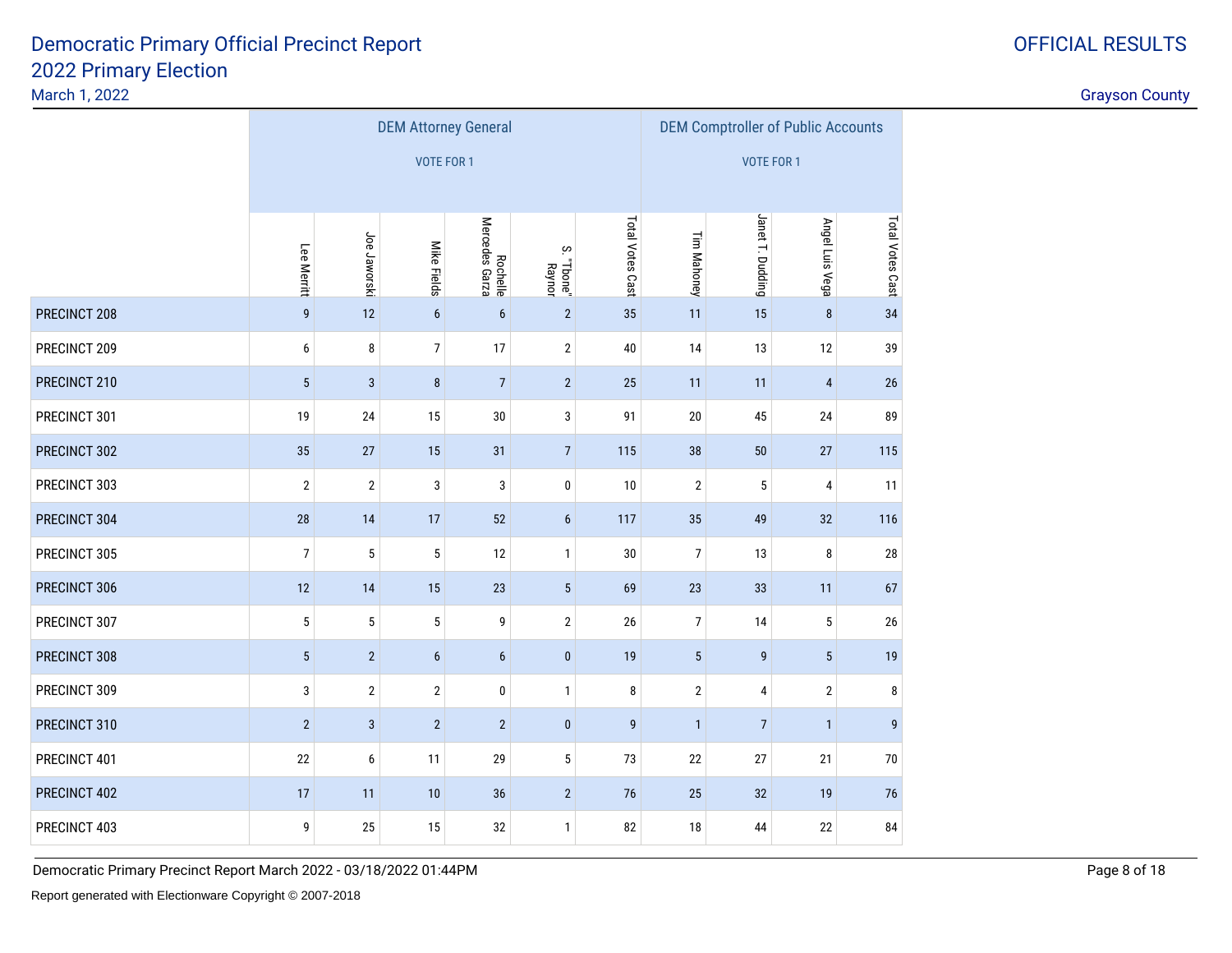# Democratic Primary Official Precinct Report
## 2022 Primary Election

March 1, 2022

OFFICIAL RESULTS

Grayson County

| | DEM Attorney General VOTE FOR 1 | | | | | | DEM Comptroller of Public Accounts VOTE FOR 1 | | | |
|---|---|---|---|---|---|---|---|---|---|---|
| | Lee Merritt | Joe Jaworski | Mike Fields | Rochelle Mercedes Garza | S. "Tbone" Raynor | Total Votes Cast | Tim Mahoney | Janet T. Dudding | Angel Luis Vega | Total Votes Cast |
| PRECINCT 208 | 9 | 12 | 6 | 6 | 2 | 35 | 11 | 15 | 8 | 34 |
| PRECINCT 209 | 6 | 8 | 7 | 17 | 2 | 40 | 14 | 13 | 12 | 39 |
| PRECINCT 210 | 5 | 3 | 8 | 7 | 2 | 25 | 11 | 11 | 4 | 26 |
| PRECINCT 301 | 19 | 24 | 15 | 30 | 3 | 91 | 20 | 45 | 24 | 89 |
| PRECINCT 302 | 35 | 27 | 15 | 31 | 7 | 115 | 38 | 50 | 27 | 115 |
| PRECINCT 303 | 2 | 2 | 3 | 3 | 0 | 10 | 2 | 5 | 4 | 11 |
| PRECINCT 304 | 28 | 14 | 17 | 52 | 6 | 117 | 35 | 49 | 32 | 116 |
| PRECINCT 305 | 7 | 5 | 5 | 12 | 1 | 30 | 7 | 13 | 8 | 28 |
| PRECINCT 306 | 12 | 14 | 15 | 23 | 5 | 69 | 23 | 33 | 11 | 67 |
| PRECINCT 307 | 5 | 5 | 5 | 9 | 2 | 26 | 7 | 14 | 5 | 26 |
| PRECINCT 308 | 5 | 2 | 6 | 6 | 0 | 19 | 5 | 9 | 5 | 19 |
| PRECINCT 309 | 3 | 2 | 2 | 0 | 1 | 8 | 2 | 4 | 2 | 8 |
| PRECINCT 310 | 2 | 3 | 2 | 2 | 0 | 9 | 1 | 7 | 1 | 9 |
| PRECINCT 401 | 22 | 6 | 11 | 29 | 5 | 73 | 22 | 27 | 21 | 70 |
| PRECINCT 402 | 17 | 11 | 10 | 36 | 2 | 76 | 25 | 32 | 19 | 76 |
| PRECINCT 403 | 9 | 25 | 15 | 32 | 1 | 82 | 18 | 44 | 22 | 84 |

Democratic Primary Precinct Report March 2022 - 03/18/2022 01:44PM

Report generated with Electionware Copyright © 2007-2018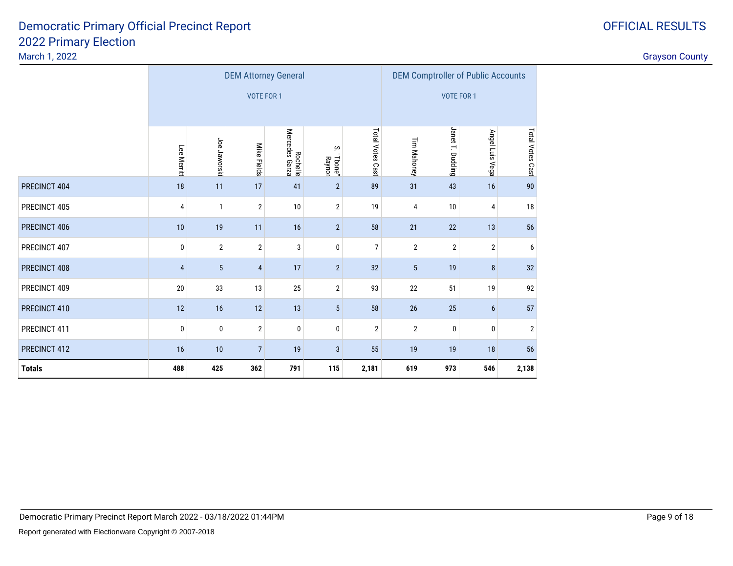# Democratic Primary Official Precinct Report
## 2022 Primary Election

March 1, 2022

OFFICIAL RESULTS

Grayson County

| | DEM Attorney General VOTE FOR 1 | | | | | | DEM Comptroller of Public Accounts VOTE FOR 1 | | | |
|---|---|---|---|---|---|---|---|---|---|---|
| | Lee Merritt | Joe Jaworski | Mike Fields | Rochelle Mercedes Garza | S. "Tbone" Raynor | Total Votes Cast | Tim Mahoney | Janet T. Dudding | Angel Luis Vega | Total Votes Cast |
| PRECINCT 404 | 18 | 11 | 17 | 41 | 2 | 89 | 31 | 43 | 16 | 90 |
| PRECINCT 405 | 4 | 1 | 2 | 10 | 2 | 19 | 4 | 10 | 4 | 18 |
| PRECINCT 406 | 10 | 19 | 11 | 16 | 2 | 58 | 21 | 22 | 13 | 56 |
| PRECINCT 407 | 0 | 2 | 2 | 3 | 0 | 7 | 2 | 2 | 2 | 6 |
| PRECINCT 408 | 4 | 5 | 4 | 17 | 2 | 32 | 5 | 19 | 8 | 32 |
| PRECINCT 409 | 20 | 33 | 13 | 25 | 2 | 93 | 22 | 51 | 19 | 92 |
| PRECINCT 410 | 12 | 16 | 12 | 13 | 5 | 58 | 26 | 25 | 6 | 57 |
| PRECINCT 411 | 0 | 0 | 2 | 0 | 0 | 2 | 2 | 0 | 0 | 2 |
| PRECINCT 412 | 16 | 10 | 7 | 19 | 3 | 55 | 19 | 19 | 18 | 56 |
| **Totals** | **488** | **425** | **362** | **791** | **115** | **2,181** | **619** | **973** | **546** | **2,138** |

Democratic Primary Precinct Report March 2022 - 03/18/2022 01:44PM

Report generated with Electionware Copyright © 2007-2018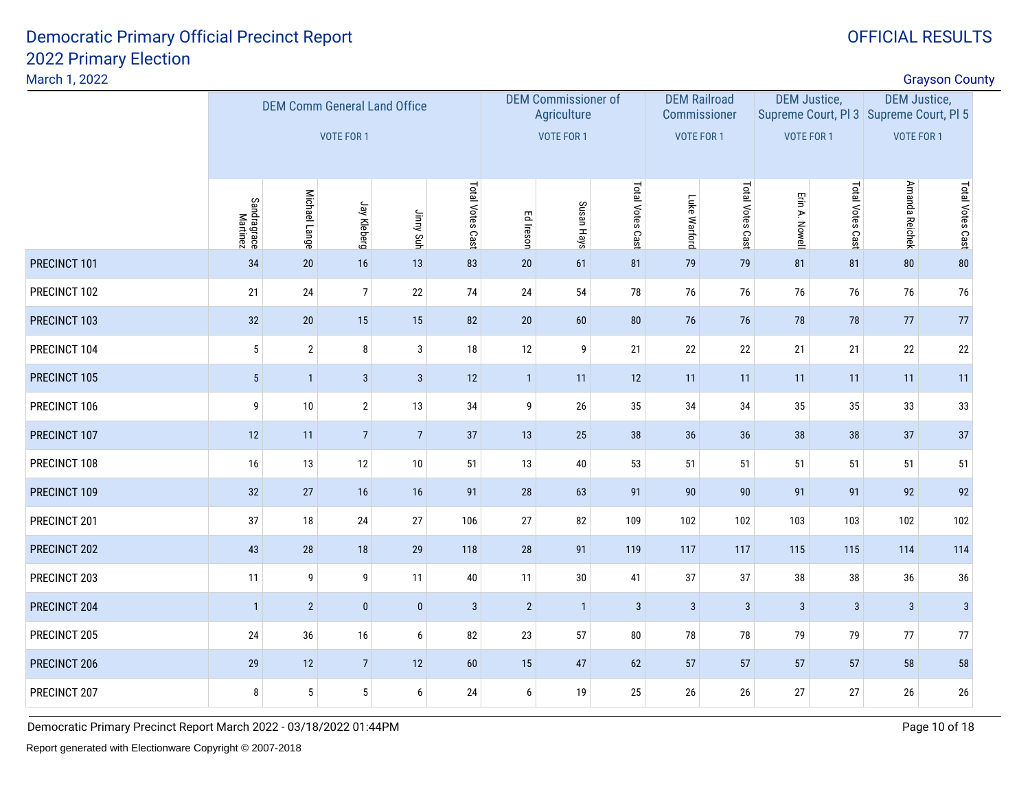# Democratic Primary Official Precinct Report
## 2022 Primary Election

March 1, 2022

OFFICIAL RESULTS

Grayson County

| | DEM Comm General Land Office VOTE FOR 1 | | | | | DEM Commissioner of Agriculture VOTE FOR 1 | | | DEM Railroad Commissioner VOTE FOR 1 | | DEM Justice, Supreme Court, Pl 3 VOTE FOR 1 | | DEM Justice, Supreme Court, Pl 5 VOTE FOR 1 | |
|---|---|---|---|---|---|---|---|---|---|---|---|---|---|---|
| | Sandragrace Martinez | Michael Lange | Jay Kleberg | Jinny Suh | Total Votes Cast | Ed Ireson | Susan Hays | Total Votes Cast | Luke Warford | Total Votes Cast | Erin A. Nowell | Total Votes Cast | Amanda Reichek | Total Votes Cast |
| PRECINCT 101 | 34 | 20 | 16 | 13 | 83 | 20 | 61 | 81 | 79 | 79 | 81 | 81 | 80 | 80 |
| PRECINCT 102 | 21 | 24 | 7 | 22 | 74 | 24 | 54 | 78 | 76 | 76 | 76 | 76 | 76 | 76 |
| PRECINCT 103 | 32 | 20 | 15 | 15 | 82 | 20 | 60 | 80 | 76 | 76 | 78 | 78 | 77 | 77 |
| PRECINCT 104 | 5 | 2 | 8 | 3 | 18 | 12 | 9 | 21 | 22 | 22 | 21 | 21 | 22 | 22 |
| PRECINCT 105 | 5 | 1 | 3 | 3 | 12 | 1 | 11 | 12 | 11 | 11 | 11 | 11 | 11 | 11 |
| PRECINCT 106 | 9 | 10 | 2 | 13 | 34 | 9 | 26 | 35 | 34 | 34 | 35 | 35 | 33 | 33 |
| PRECINCT 107 | 12 | 11 | 7 | 7 | 37 | 13 | 25 | 38 | 36 | 36 | 38 | 38 | 37 | 37 |
| PRECINCT 108 | 16 | 13 | 12 | 10 | 51 | 13 | 40 | 53 | 51 | 51 | 51 | 51 | 51 | 51 |
| PRECINCT 109 | 32 | 27 | 16 | 16 | 91 | 28 | 63 | 91 | 90 | 90 | 91 | 91 | 92 | 92 |
| PRECINCT 201 | 37 | 18 | 24 | 27 | 106 | 27 | 82 | 109 | 102 | 102 | 103 | 103 | 102 | 102 |
| PRECINCT 202 | 43 | 28 | 18 | 29 | 118 | 28 | 91 | 119 | 117 | 117 | 115 | 115 | 114 | 114 |
| PRECINCT 203 | 11 | 9 | 9 | 11 | 40 | 11 | 30 | 41 | 37 | 37 | 38 | 38 | 36 | 36 |
| PRECINCT 204 | 1 | 2 | 0 | 0 | 3 | 2 | 1 | 3 | 3 | 3 | 3 | 3 | 3 | 3 |
| PRECINCT 205 | 24 | 36 | 16 | 6 | 82 | 23 | 57 | 80 | 78 | 78 | 79 | 79 | 77 | 77 |
| PRECINCT 206 | 29 | 12 | 7 | 12 | 60 | 15 | 47 | 62 | 57 | 57 | 57 | 57 | 58 | 58 |
| PRECINCT 207 | 8 | 5 | 5 | 6 | 24 | 6 | 19 | 25 | 26 | 26 | 27 | 27 | 26 | 26 |

Democratic Primary Precinct Report March 2022 - 03/18/2022 01:44PM

Report generated with Electionware Copyright © 2007-2018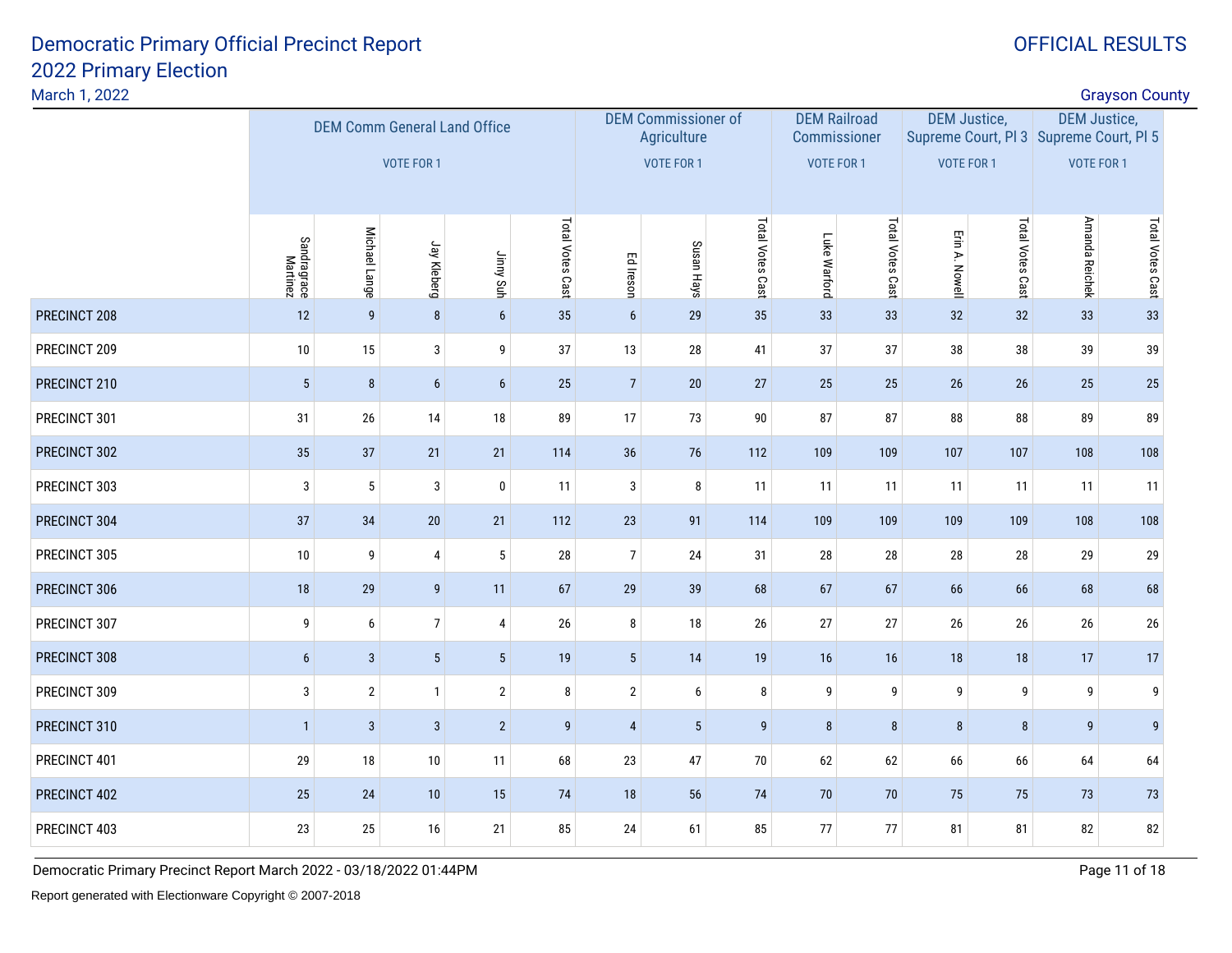# Democratic Primary Official Precinct Report
# 2022 Primary Election

March 1, 2022

OFFICIAL RESULTS

Grayson County

| | DEM Comm General Land Office VOTE FOR 1 | | | | | DEM Commissioner of Agriculture VOTE FOR 1 | | | DEM Railroad Commissioner VOTE FOR 1 | | DEM Justice, Supreme Court, Pl 3 VOTE FOR 1 | | DEM Justice, Supreme Court, Pl 5 VOTE FOR 1 | |
|---|---|---|---|---|---|---|---|---|---|---|---|---|---|---|
| | Sandragrace Martinez | Michael Lange | Jay Kleberg | Jinny Suh | Total Votes Cast | Ed Ireson | Susan Hays | Total Votes Cast | Luke Warford | Total Votes Cast | Erin A. Nowell | Total Votes Cast | Amanda Reichek | Total Votes Cast |
| PRECINCT 208 | 12 | 9 | 8 | 6 | 35 | 6 | 29 | 35 | 33 | 33 | 32 | 32 | 33 | 33 |
| PRECINCT 209 | 10 | 15 | 3 | 9 | 37 | 13 | 28 | 41 | 37 | 37 | 38 | 38 | 39 | 39 |
| PRECINCT 210 | 5 | 8 | 6 | 6 | 25 | 7 | 20 | 27 | 25 | 25 | 26 | 26 | 25 | 25 |
| PRECINCT 301 | 31 | 26 | 14 | 18 | 89 | 17 | 73 | 90 | 87 | 87 | 88 | 88 | 89 | 89 |
| PRECINCT 302 | 35 | 37 | 21 | 21 | 114 | 36 | 76 | 112 | 109 | 109 | 107 | 107 | 108 | 108 |
| PRECINCT 303 | 3 | 5 | 3 | 0 | 11 | 3 | 8 | 11 | 11 | 11 | 11 | 11 | 11 | 11 |
| PRECINCT 304 | 37 | 34 | 20 | 21 | 112 | 23 | 91 | 114 | 109 | 109 | 109 | 109 | 108 | 108 |
| PRECINCT 305 | 10 | 9 | 4 | 5 | 28 | 7 | 24 | 31 | 28 | 28 | 28 | 28 | 29 | 29 |
| PRECINCT 306 | 18 | 29 | 9 | 11 | 67 | 29 | 39 | 68 | 67 | 67 | 66 | 66 | 68 | 68 |
| PRECINCT 307 | 9 | 6 | 7 | 4 | 26 | 8 | 18 | 26 | 27 | 27 | 26 | 26 | 26 | 26 |
| PRECINCT 308 | 6 | 3 | 5 | 5 | 19 | 5 | 14 | 19 | 16 | 16 | 18 | 18 | 17 | 17 |
| PRECINCT 309 | 3 | 2 | 1 | 2 | 8 | 2 | 6 | 8 | 9 | 9 | 9 | 9 | 9 | 9 |
| PRECINCT 310 | 1 | 3 | 3 | 2 | 9 | 4 | 5 | 9 | 8 | 8 | 8 | 8 | 9 | 9 |
| PRECINCT 401 | 29 | 18 | 10 | 11 | 68 | 23 | 47 | 70 | 62 | 62 | 66 | 66 | 64 | 64 |
| PRECINCT 402 | 25 | 24 | 10 | 15 | 74 | 18 | 56 | 74 | 70 | 70 | 75 | 75 | 73 | 73 |
| PRECINCT 403 | 23 | 25 | 16 | 21 | 85 | 24 | 61 | 85 | 77 | 77 | 81 | 81 | 82 | 82 |

Democratic Primary Precinct Report March 2022 - 03/18/2022 01:44PM

Report generated with Electionware Copyright © 2007-2018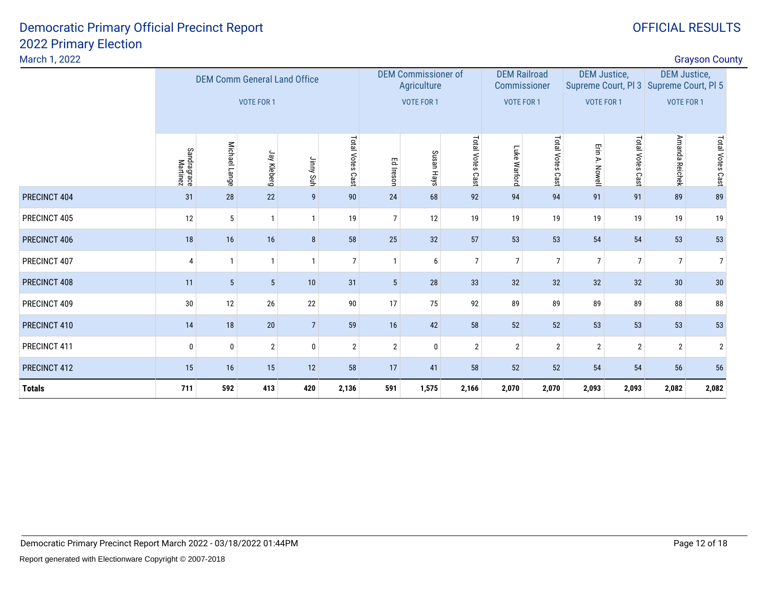# Democratic Primary Official Precinct Report
# 2022 Primary Election

March 1, 2022

OFFICIAL RESULTS

Grayson County

| | DEM Comm General Land Office VOTE FOR 1 | | | | | DEM Commissioner of Agriculture VOTE FOR 1 | | | DEM Railroad Commissioner VOTE FOR 1 | | DEM Justice, Supreme Court, Pl 3 VOTE FOR 1 | | DEM Justice, Supreme Court, Pl 5 VOTE FOR 1 | |
|---|---|---|---|---|---|---|---|---|---|---|---|---|---|---|
| | Sandragrace Martinez | Michael Lange | Jay Kleberg | Jinny Suh | Total Votes Cast | Ed Ireson | Susan Hays | Total Votes Cast | Luke Warford | Total Votes Cast | Erin A. Nowell | Total Votes Cast | Amanda Reichek | Total Votes Cast |
| PRECINCT 404 | 31 | 28 | 22 | 9 | 90 | 24 | 68 | 92 | 94 | 94 | 91 | 91 | 89 | 89 |
| PRECINCT 405 | 12 | 5 | 1 | 1 | 19 | 7 | 12 | 19 | 19 | 19 | 19 | 19 | 19 | 19 |
| PRECINCT 406 | 18 | 16 | 16 | 8 | 58 | 25 | 32 | 57 | 53 | 53 | 54 | 54 | 53 | 53 |
| PRECINCT 407 | 4 | 1 | 1 | 1 | 7 | 1 | 6 | 7 | 7 | 7 | 7 | 7 | 7 | 7 |
| PRECINCT 408 | 11 | 5 | 5 | 10 | 31 | 5 | 28 | 33 | 32 | 32 | 32 | 32 | 30 | 30 |
| PRECINCT 409 | 30 | 12 | 26 | 22 | 90 | 17 | 75 | 92 | 89 | 89 | 89 | 89 | 88 | 88 |
| PRECINCT 410 | 14 | 18 | 20 | 7 | 59 | 16 | 42 | 58 | 52 | 52 | 53 | 53 | 53 | 53 |
| PRECINCT 411 | 0 | 0 | 2 | 0 | 2 | 2 | 0 | 2 | 2 | 2 | 2 | 2 | 2 | 2 |
| PRECINCT 412 | 15 | 16 | 15 | 12 | 58 | 17 | 41 | 58 | 52 | 52 | 54 | 54 | 56 | 56 |
| **Totals** | **711** | **592** | **413** | **420** | **2,136** | **591** | **1,575** | **2,166** | **2,070** | **2,070** | **2,093** | **2,093** | **2,082** | **2,082** |

Democratic Primary Precinct Report March 2022 - 03/18/2022 01:44PM

Report generated with Electionware Copyright © 2007-2018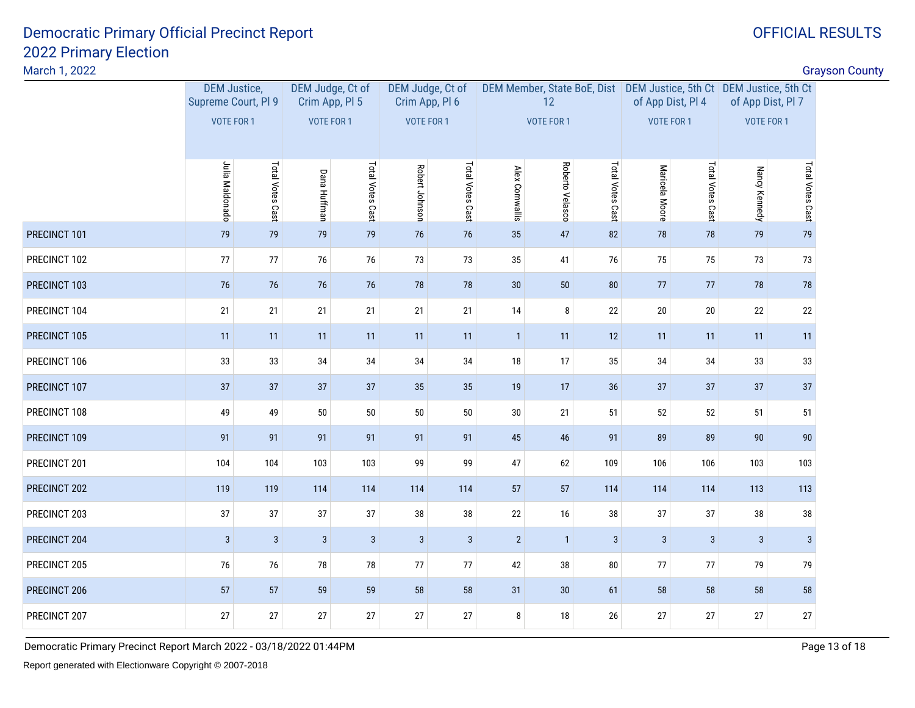# Democratic Primary Official Precinct Report
## 2022 Primary Election

March 1, 2022

OFFICIAL RESULTS

Grayson County

| | DEM Justice, Supreme Court, Pl 9 VOTE FOR 1 | | DEM Judge, Ct of Crim App, Pl 5 VOTE FOR 1 | | DEM Judge, Ct of Crim App, Pl 6 VOTE FOR 1 | | DEM Member, State BoE, Dist 12 VOTE FOR 1 | | | DEM Justice, 5th Ct of App Dist, Pl 4 VOTE FOR 1 | | DEM Justice, 5th Ct of App Dist, Pl 7 VOTE FOR 1 | |
|---|---|---|---|---|---|---|---|---|---|---|---|---|---|
| | Julia Maldonado | Total Votes Cast | Dana Huffman | Total Votes Cast | Robert Johnson | Total Votes Cast | Alex Cornwallis | Roberto Velasco | Total Votes Cast | Maricela Moore | Total Votes Cast | Nancy Kennedy | Total Votes Cast |
| PRECINCT 101 | 79 | 79 | 79 | 79 | 76 | 76 | 35 | 47 | 82 | 78 | 78 | 79 | 79 |
| PRECINCT 102 | 77 | 77 | 76 | 76 | 73 | 73 | 35 | 41 | 76 | 75 | 75 | 73 | 73 |
| PRECINCT 103 | 76 | 76 | 76 | 76 | 78 | 78 | 30 | 50 | 80 | 77 | 77 | 78 | 78 |
| PRECINCT 104 | 21 | 21 | 21 | 21 | 21 | 21 | 14 | 8 | 22 | 20 | 20 | 22 | 22 |
| PRECINCT 105 | 11 | 11 | 11 | 11 | 11 | 11 | 1 | 11 | 12 | 11 | 11 | 11 | 11 |
| PRECINCT 106 | 33 | 33 | 34 | 34 | 34 | 34 | 18 | 17 | 35 | 34 | 34 | 33 | 33 |
| PRECINCT 107 | 37 | 37 | 37 | 37 | 35 | 35 | 19 | 17 | 36 | 37 | 37 | 37 | 37 |
| PRECINCT 108 | 49 | 49 | 50 | 50 | 50 | 50 | 30 | 21 | 51 | 52 | 52 | 51 | 51 |
| PRECINCT 109 | 91 | 91 | 91 | 91 | 91 | 91 | 45 | 46 | 91 | 89 | 89 | 90 | 90 |
| PRECINCT 201 | 104 | 104 | 103 | 103 | 99 | 99 | 47 | 62 | 109 | 106 | 106 | 103 | 103 |
| PRECINCT 202 | 119 | 119 | 114 | 114 | 114 | 114 | 57 | 57 | 114 | 114 | 114 | 113 | 113 |
| PRECINCT 203 | 37 | 37 | 37 | 37 | 38 | 38 | 22 | 16 | 38 | 37 | 37 | 38 | 38 |
| PRECINCT 204 | 3 | 3 | 3 | 3 | 3 | 3 | 2 | 1 | 3 | 3 | 3 | 3 | 3 |
| PRECINCT 205 | 76 | 76 | 78 | 78 | 77 | 77 | 42 | 38 | 80 | 77 | 77 | 79 | 79 |
| PRECINCT 206 | 57 | 57 | 59 | 59 | 58 | 58 | 31 | 30 | 61 | 58 | 58 | 58 | 58 |
| PRECINCT 207 | 27 | 27 | 27 | 27 | 27 | 27 | 8 | 18 | 26 | 27 | 27 | 27 | 27 |

Democratic Primary Precinct Report March 2022 - 03/18/2022 01:44PM

Report generated with Electionware Copyright © 2007-2018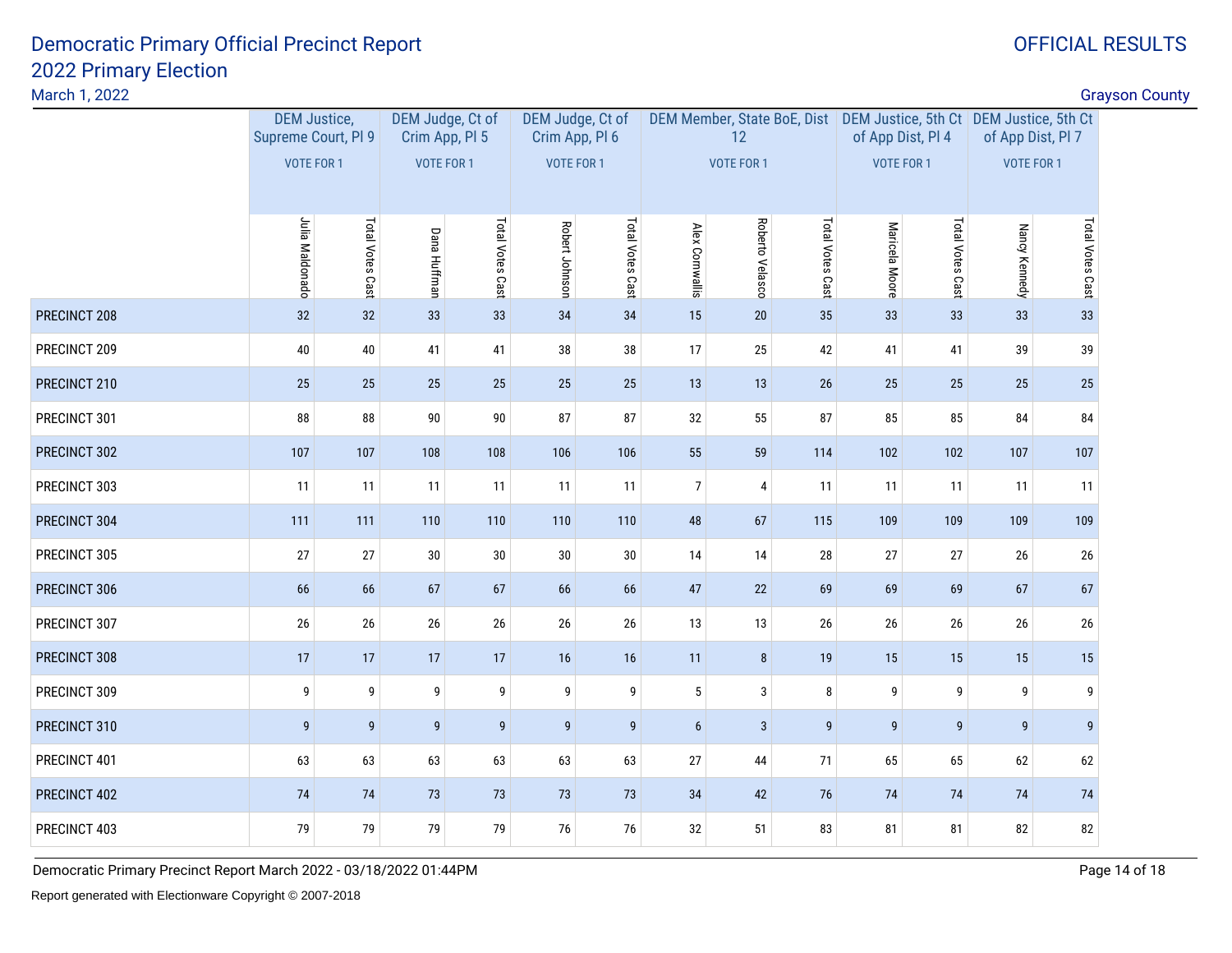# Democratic Primary Official Precinct Report

## 2022 Primary Election

March 1, 2022

OFFICIAL RESULTS

Grayson County

| | DEM Justice, Supreme Court, Pl 9 VOTE FOR 1 | | DEM Judge, Ct of Crim App, Pl 5 VOTE FOR 1 | | DEM Judge, Ct of Crim App, Pl 6 VOTE FOR 1 | | DEM Member, State BoE, Dist 12 VOTE FOR 1 | | | DEM Justice, 5th Ct of App Dist, Pl 4 VOTE FOR 1 | | DEM Justice, 5th Ct of App Dist, Pl 7 VOTE FOR 1 | |
|---|---|---|---|---|---|---|---|---|---|---|---|---|---|
| | Julia Maldonado | Total Votes Cast | Dana Huffman | Total Votes Cast | Robert Johnson | Total Votes Cast | Alex Cornwallis | Roberto Velasco | Total Votes Cast | Maricela Moore | Total Votes Cast | Nancy Kennedy | Total Votes Cast |
| PRECINCT 208 | 32 | 32 | 33 | 33 | 34 | 34 | 15 | 20 | 35 | 33 | 33 | 33 | 33 |
| PRECINCT 209 | 40 | 40 | 41 | 41 | 38 | 38 | 17 | 25 | 42 | 41 | 41 | 39 | 39 |
| PRECINCT 210 | 25 | 25 | 25 | 25 | 25 | 25 | 13 | 13 | 26 | 25 | 25 | 25 | 25 |
| PRECINCT 301 | 88 | 88 | 90 | 90 | 87 | 87 | 32 | 55 | 87 | 85 | 85 | 84 | 84 |
| PRECINCT 302 | 107 | 107 | 108 | 108 | 106 | 106 | 55 | 59 | 114 | 102 | 102 | 107 | 107 |
| PRECINCT 303 | 11 | 11 | 11 | 11 | 11 | 11 | 7 | 4 | 11 | 11 | 11 | 11 | 11 |
| PRECINCT 304 | 111 | 111 | 110 | 110 | 110 | 110 | 48 | 67 | 115 | 109 | 109 | 109 | 109 |
| PRECINCT 305 | 27 | 27 | 30 | 30 | 30 | 30 | 14 | 14 | 28 | 27 | 27 | 26 | 26 |
| PRECINCT 306 | 66 | 66 | 67 | 67 | 66 | 66 | 47 | 22 | 69 | 69 | 69 | 67 | 67 |
| PRECINCT 307 | 26 | 26 | 26 | 26 | 26 | 26 | 13 | 13 | 26 | 26 | 26 | 26 | 26 |
| PRECINCT 308 | 17 | 17 | 17 | 17 | 16 | 16 | 11 | 8 | 19 | 15 | 15 | 15 | 15 |
| PRECINCT 309 | 9 | 9 | 9 | 9 | 9 | 9 | 5 | 3 | 8 | 9 | 9 | 9 | 9 |
| PRECINCT 310 | 9 | 9 | 9 | 9 | 9 | 9 | 6 | 3 | 9 | 9 | 9 | 9 | 9 |
| PRECINCT 401 | 63 | 63 | 63 | 63 | 63 | 63 | 27 | 44 | 71 | 65 | 65 | 62 | 62 |
| PRECINCT 402 | 74 | 74 | 73 | 73 | 73 | 73 | 34 | 42 | 76 | 74 | 74 | 74 | 74 |
| PRECINCT 403 | 79 | 79 | 79 | 79 | 76 | 76 | 32 | 51 | 83 | 81 | 81 | 82 | 82 |

Democratic Primary Precinct Report March 2022 - 03/18/2022 01:44PM

Report generated with Electionware Copyright © 2007-2018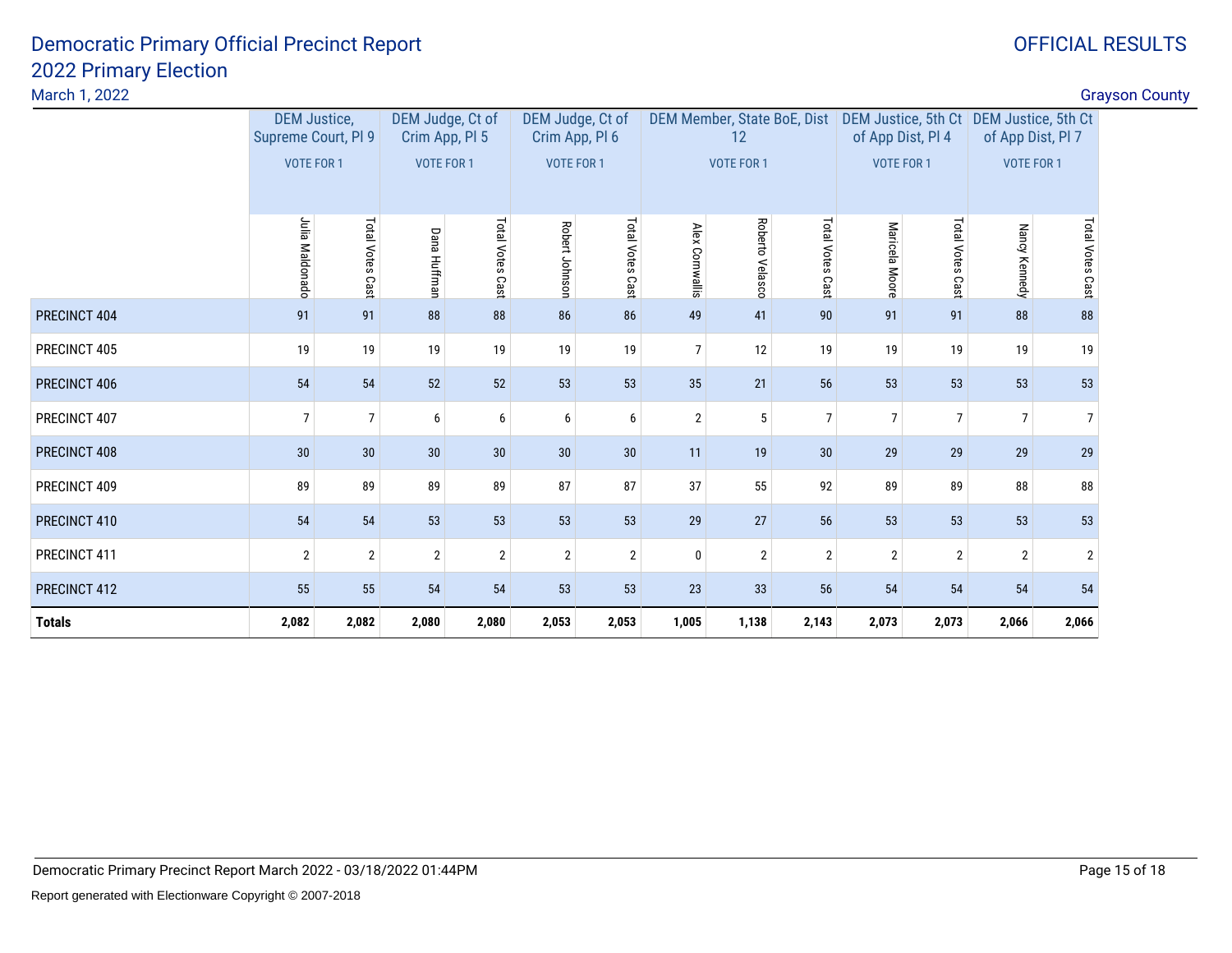# Democratic Primary Official Precinct Report
## 2022 Primary Election

March 1, 2022

OFFICIAL RESULTS

Grayson County

| | DEM Justice, Supreme Court, Pl 9 VOTE FOR 1 | | DEM Judge, Ct of Crim App, Pl 5 VOTE FOR 1 | | DEM Judge, Ct of Crim App, Pl 6 VOTE FOR 1 | | DEM Member, State BoE, Dist 12 VOTE FOR 1 | | | DEM Justice, 5th Ct of App Dist, Pl 4 VOTE FOR 1 | | DEM Justice, 5th Ct of App Dist, Pl 7 VOTE FOR 1 | |
|---|---|---|---|---|---|---|---|---|---|---|---|---|---|
| | Julia Maldonado | Total Votes Cast | Dana Huffman | Total Votes Cast | Robert Johnson | Total Votes Cast | Alex Cornwallis | Roberto Velasco | Total Votes Cast | Maricela Moore | Total Votes Cast | Nancy Kennedy | Total Votes Cast |
| PRECINCT 404 | 91 | 91 | 88 | 88 | 86 | 86 | 49 | 41 | 90 | 91 | 91 | 88 | 88 |
| PRECINCT 405 | 19 | 19 | 19 | 19 | 19 | 19 | 7 | 12 | 19 | 19 | 19 | 19 | 19 |
| PRECINCT 406 | 54 | 54 | 52 | 52 | 53 | 53 | 35 | 21 | 56 | 53 | 53 | 53 | 53 |
| PRECINCT 407 | 7 | 7 | 6 | 6 | 6 | 6 | 2 | 5 | 7 | 7 | 7 | 7 | 7 |
| PRECINCT 408 | 30 | 30 | 30 | 30 | 30 | 30 | 11 | 19 | 30 | 29 | 29 | 29 | 29 |
| PRECINCT 409 | 89 | 89 | 89 | 89 | 87 | 87 | 37 | 55 | 92 | 89 | 89 | 88 | 88 |
| PRECINCT 410 | 54 | 54 | 53 | 53 | 53 | 53 | 29 | 27 | 56 | 53 | 53 | 53 | 53 |
| PRECINCT 411 | 2 | 2 | 2 | 2 | 2 | 2 | 0 | 2 | 2 | 2 | 2 | 2 | 2 |
| PRECINCT 412 | 55 | 55 | 54 | 54 | 53 | 53 | 23 | 33 | 56 | 54 | 54 | 54 | 54 |
| **Totals** | **2,082** | **2,082** | **2,080** | **2,080** | **2,053** | **2,053** | **1,005** | **1,138** | **2,143** | **2,073** | **2,073** | **2,066** | **2,066** |

Democratic Primary Precinct Report March 2022 - 03/18/2022 01:44PM

Report generated with Electionware Copyright © 2007-2018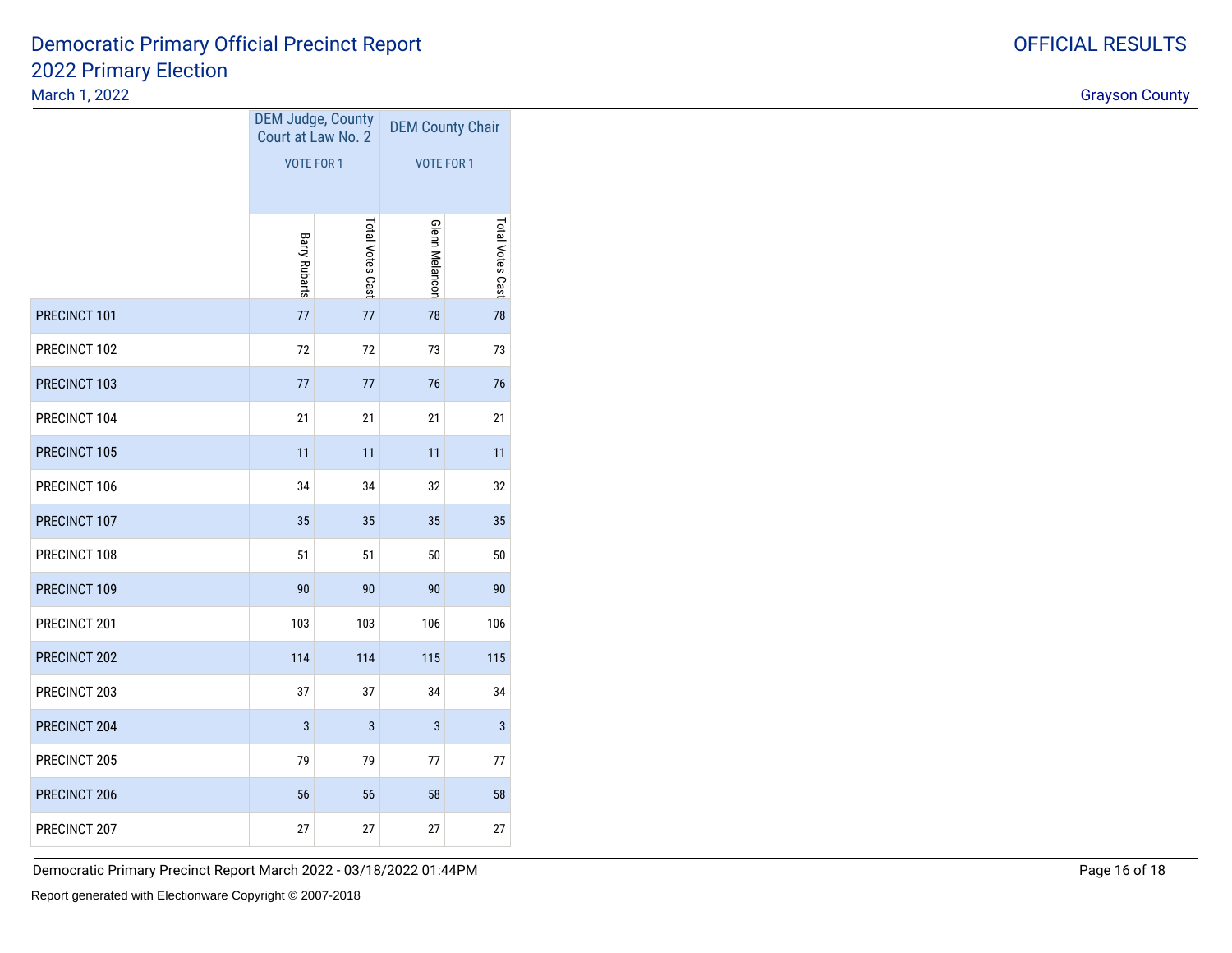# Democratic Primary Official Precinct Report
## 2022 Primary Election
March 1, 2022

OFFICIAL RESULTS

Grayson County

| | DEM Judge, County Court at Law No. 2 (VOTE FOR 1) | | DEM County Chair (VOTE FOR 1) | |
|---|---|---|---|---|
| | Barry Rubarts | Total Votes Cast | Glenn Melancon | Total Votes Cast |
| PRECINCT 101 | 77 | 77 | 78 | 78 |
| PRECINCT 102 | 72 | 72 | 73 | 73 |
| PRECINCT 103 | 77 | 77 | 76 | 76 |
| PRECINCT 104 | 21 | 21 | 21 | 21 |
| PRECINCT 105 | 11 | 11 | 11 | 11 |
| PRECINCT 106 | 34 | 34 | 32 | 32 |
| PRECINCT 107 | 35 | 35 | 35 | 35 |
| PRECINCT 108 | 51 | 51 | 50 | 50 |
| PRECINCT 109 | 90 | 90 | 90 | 90 |
| PRECINCT 201 | 103 | 103 | 106 | 106 |
| PRECINCT 202 | 114 | 114 | 115 | 115 |
| PRECINCT 203 | 37 | 37 | 34 | 34 |
| PRECINCT 204 | 3 | 3 | 3 | 3 |
| PRECINCT 205 | 79 | 79 | 77 | 77 |
| PRECINCT 206 | 56 | 56 | 58 | 58 |
| PRECINCT 207 | 27 | 27 | 27 | 27 |

Democratic Primary Precinct Report March 2022 - 03/18/2022 01:44PM

Report generated with Electionware Copyright © 2007-2018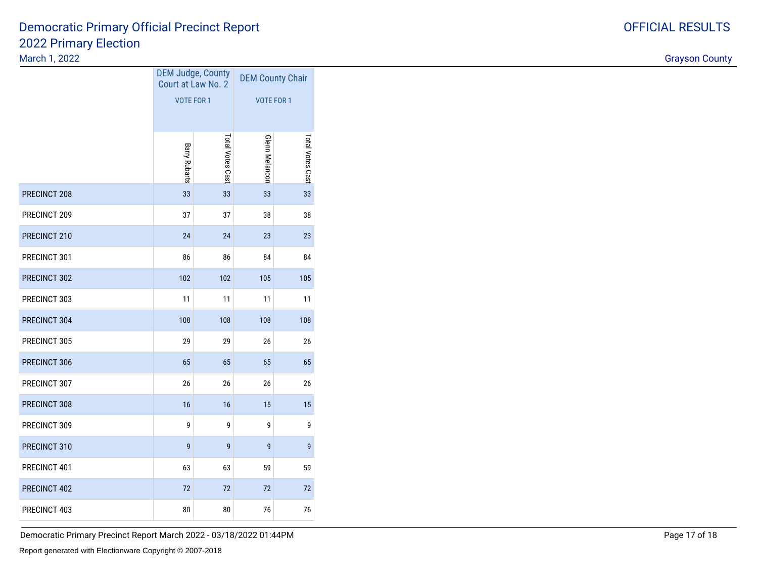# Democratic Primary Official Precinct Report
## 2022 Primary Election

March 1, 2022

OFFICIAL RESULTS

Grayson County

| | DEM Judge, County Court at Law No. 2 VOTE FOR 1 | | DEM County Chair VOTE FOR 1 | |
|---|---|---|---|---|
| | Barry Rubarts | Total Votes Cast | Glenn Melancon | Total Votes Cast |
| PRECINCT 208 | 33 | 33 | 33 | 33 |
| PRECINCT 209 | 37 | 37 | 38 | 38 |
| PRECINCT 210 | 24 | 24 | 23 | 23 |
| PRECINCT 301 | 86 | 86 | 84 | 84 |
| PRECINCT 302 | 102 | 102 | 105 | 105 |
| PRECINCT 303 | 11 | 11 | 11 | 11 |
| PRECINCT 304 | 108 | 108 | 108 | 108 |
| PRECINCT 305 | 29 | 29 | 26 | 26 |
| PRECINCT 306 | 65 | 65 | 65 | 65 |
| PRECINCT 307 | 26 | 26 | 26 | 26 |
| PRECINCT 308 | 16 | 16 | 15 | 15 |
| PRECINCT 309 | 9 | 9 | 9 | 9 |
| PRECINCT 310 | 9 | 9 | 9 | 9 |
| PRECINCT 401 | 63 | 63 | 59 | 59 |
| PRECINCT 402 | 72 | 72 | 72 | 72 |
| PRECINCT 403 | 80 | 80 | 76 | 76 |

Democratic Primary Precinct Report March 2022 - 03/18/2022 01:44PM

Report generated with Electionware Copyright © 2007-2018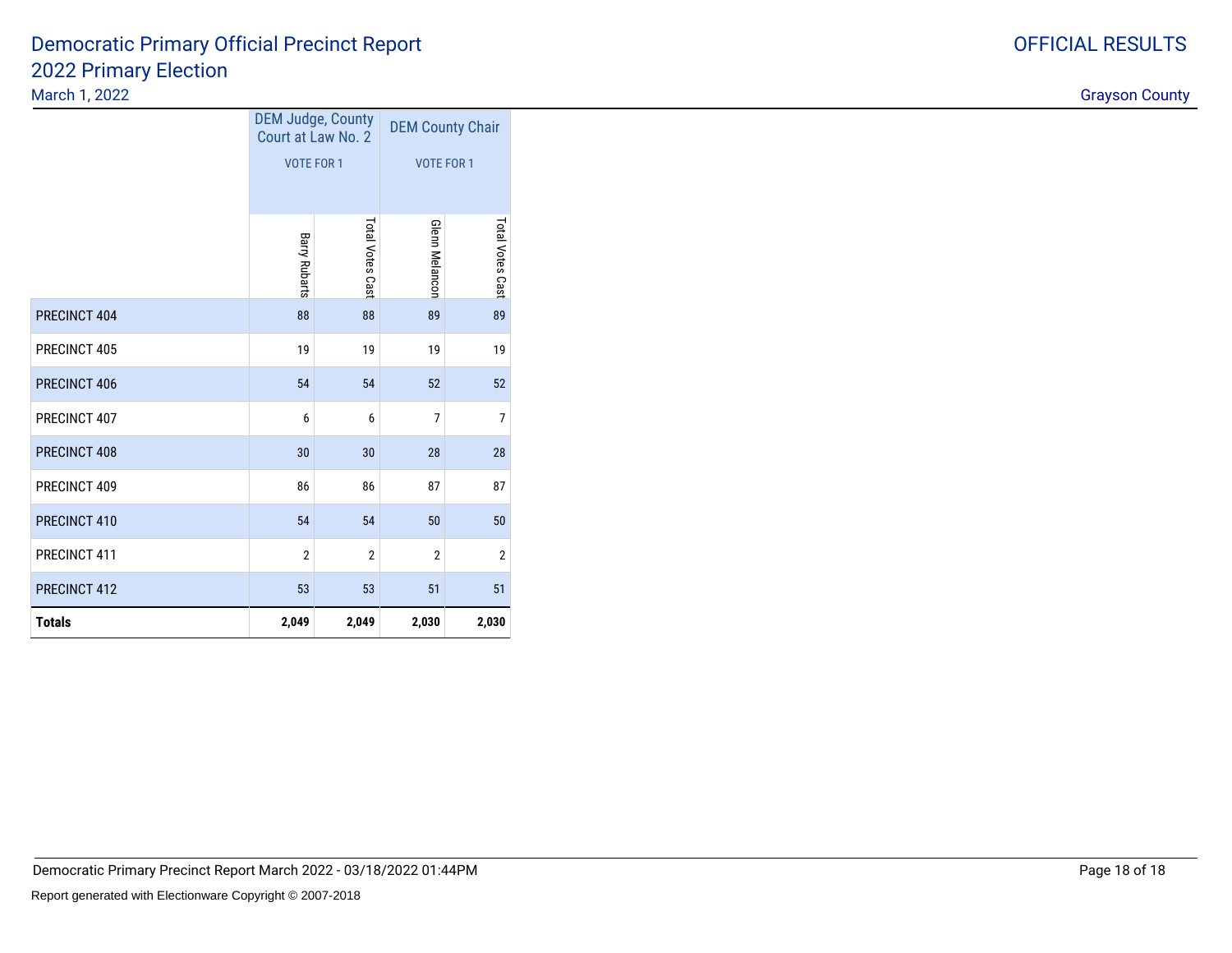# Democratic Primary Official Precinct Report
## 2022 Primary Election

March 1, 2022

OFFICIAL RESULTS

Grayson County

| | DEM Judge, County Court at Law No. 2 VOTE FOR 1 | | DEM County Chair VOTE FOR 1 | |
|---|---|---|---|---|
| | Barry Rubarts | Total Votes Cast | Glenn Melancon | Total Votes Cast |
| PRECINCT 404 | 88 | 88 | 89 | 89 |
| PRECINCT 405 | 19 | 19 | 19 | 19 |
| PRECINCT 406 | 54 | 54 | 52 | 52 |
| PRECINCT 407 | 6 | 6 | 7 | 7 |
| PRECINCT 408 | 30 | 30 | 28 | 28 |
| PRECINCT 409 | 86 | 86 | 87 | 87 |
| PRECINCT 410 | 54 | 54 | 50 | 50 |
| PRECINCT 411 | 2 | 2 | 2 | 2 |
| PRECINCT 412 | 53 | 53 | 51 | 51 |
| **Totals** | **2,049** | **2,049** | **2,030** | **2,030** |

Democratic Primary Precinct Report March 2022 - 03/18/2022 01:44PM

Report generated with Electionware Copyright © 2007-2018